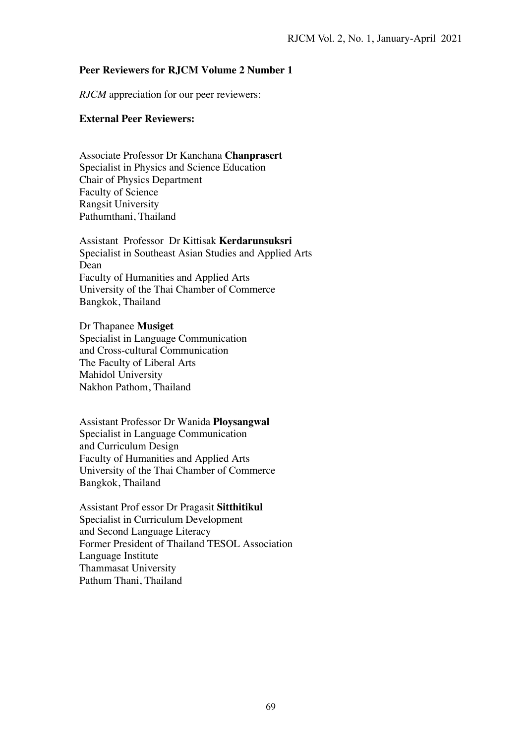**Peer Reviewers for RJCM Volume 2 Number 1**

*RJCM* appreciation for our peer reviewers:

**External Peer Reviewers:**

Associate Professor Dr Kanchana **Chanprasert**
Specialist in Physics and Science Education
Chair of Physics Department
Faculty of Science
Rangsit University
Pathumthani, Thailand

Assistant Professor Dr Kittisak **Kerdarunsuksri**
Specialist in Southeast Asian Studies and Applied Arts
Dean
Faculty of Humanities and Applied Arts
University of the Thai Chamber of Commerce
Bangkok, Thailand

Dr Thapanee **Musiget**
Specialist in Language Communication
and Cross-cultural Communication
The Faculty of Liberal Arts
Mahidol University
Nakhon Pathom, Thailand

Assistant Professor Dr Wanida **Ploysangwal**
Specialist in Language Communication
and Curriculum Design
Faculty of Humanities and Applied Arts
University of the Thai Chamber of Commerce
Bangkok, Thailand

Assistant Prof essor Dr Pragasit **Sitthitikul**
Specialist in Curriculum Development
and Second Language Literacy
Former President of Thailand TESOL Association
Language Institute
Thammasat University
Pathum Thani, Thailand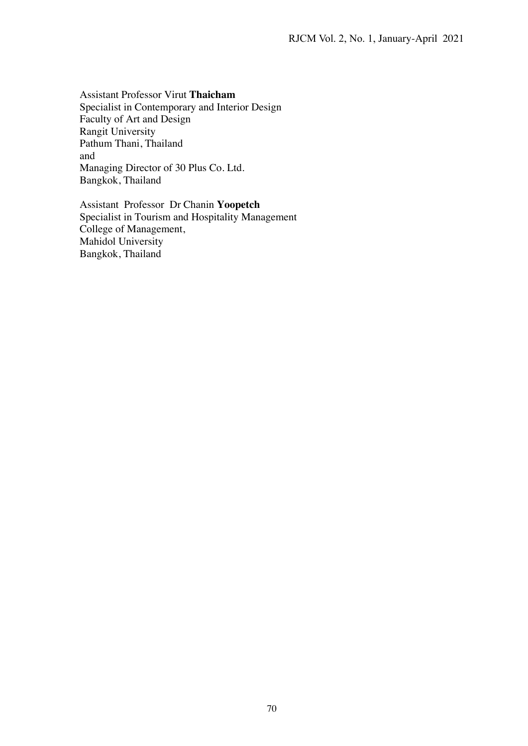Assistant Professor Virut **Thaicham**
Specialist in Contemporary and Interior Design
Faculty of Art and Design
Rangit University
Pathum Thani, Thailand
and
Managing Director of 30 Plus Co. Ltd.
Bangkok, Thailand

Assistant Professor Dr Chanin **Yoopetch**
Specialist in Tourism and Hospitality Management
College of Management,
Mahidol University
Bangkok, Thailand